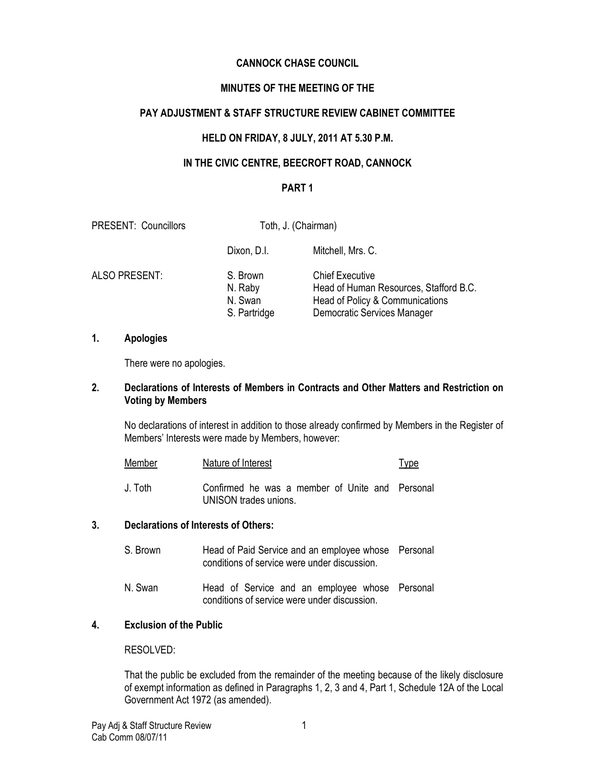# CANNOCK CHASE COUNCIL

## MINUTES OF THE MEETING OF THE

## PAY ADJUSTMENT & STAFF STRUCTURE REVIEW CABINET COMMITTEE

## HELD ON FRIDAY, 8 JULY, 2011 AT 5.30 P.M.

## IN THE CIVIC CENTRE, BEECROFT ROAD, CANNOCK

## PART 1

PRESENT: Councillors Toth, J. (Chairman)

Dixon, D.I. Mitchell, Mrs. C.

ALSO PRESENT:

| | |
|---|---|
| S. Brown | Chief Executive |
| N. Raby | Head of Human Resources, Stafford B.C. |
| N. Swan | Head of Policy & Communications |
| S. Partridge | Democratic Services Manager |

**1. Apologies**

There were no apologies.

**2. Declarations of Interests of Members in Contracts and Other Matters and Restriction on Voting by Members**

No declarations of interest in addition to those already confirmed by Members in the Register of Members' Interests were made by Members, however:

| Member | Nature of Interest | Type |
|---|---|---|
| J. Toth | Confirmed he was a member of Unite and UNISON trades unions. | Personal |

**3. Declarations of Interests of Others:**

| | | |
|---|---|---|
| S. Brown | Head of Paid Service and an employee whose conditions of service were under discussion. | Personal |
| N. Swan | Head of Service and an employee whose conditions of service were under discussion. | Personal |

**4. Exclusion of the Public**

RESOLVED:

That the public be excluded from the remainder of the meeting because of the likely disclosure of exempt information as defined in Paragraphs 1, 2, 3 and 4, Part 1, Schedule 12A of the Local Government Act 1972 (as amended).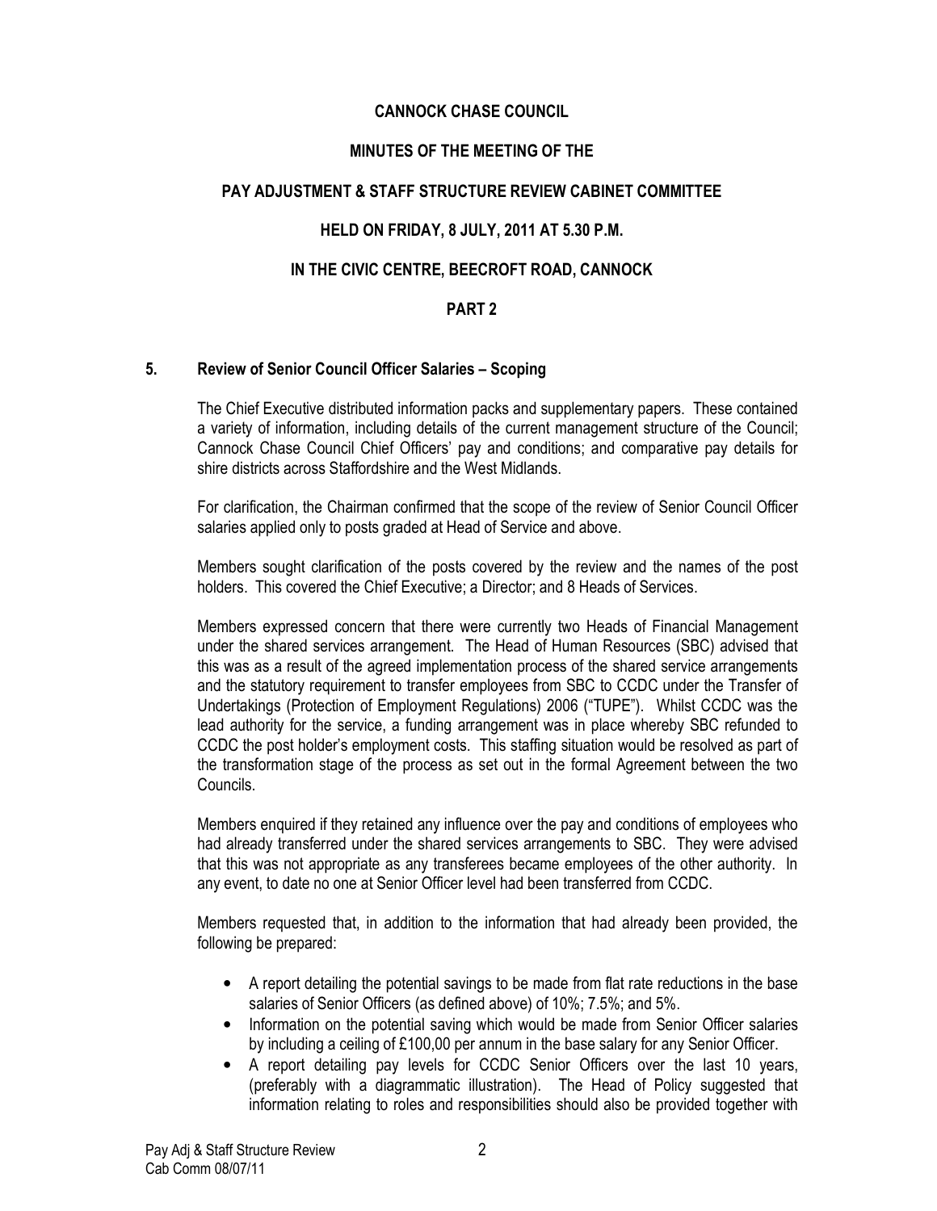**CANNOCK CHASE COUNCIL**

**MINUTES OF THE MEETING OF THE**

**PAY ADJUSTMENT & STAFF STRUCTURE REVIEW CABINET COMMITTEE**

**HELD ON FRIDAY, 8 JULY, 2011 AT 5.30 P.M.**

**IN THE CIVIC CENTRE, BEECROFT ROAD, CANNOCK**

**PART 2**

## 5. Review of Senior Council Officer Salaries – Scoping

The Chief Executive distributed information packs and supplementary papers. These contained a variety of information, including details of the current management structure of the Council; Cannock Chase Council Chief Officers' pay and conditions; and comparative pay details for shire districts across Staffordshire and the West Midlands.

For clarification, the Chairman confirmed that the scope of the review of Senior Council Officer salaries applied only to posts graded at Head of Service and above.

Members sought clarification of the posts covered by the review and the names of the post holders. This covered the Chief Executive; a Director; and 8 Heads of Services.

Members expressed concern that there were currently two Heads of Financial Management under the shared services arrangement. The Head of Human Resources (SBC) advised that this was as a result of the agreed implementation process of the shared service arrangements and the statutory requirement to transfer employees from SBC to CCDC under the Transfer of Undertakings (Protection of Employment Regulations) 2006 ("TUPE"). Whilst CCDC was the lead authority for the service, a funding arrangement was in place whereby SBC refunded to CCDC the post holder's employment costs. This staffing situation would be resolved as part of the transformation stage of the process as set out in the formal Agreement between the two Councils.

Members enquired if they retained any influence over the pay and conditions of employees who had already transferred under the shared services arrangements to SBC. They were advised that this was not appropriate as any transferees became employees of the other authority. In any event, to date no one at Senior Officer level had been transferred from CCDC.

Members requested that, in addition to the information that had already been provided, the following be prepared:

- A report detailing the potential savings to be made from flat rate reductions in the base salaries of Senior Officers (as defined above) of 10%; 7.5%; and 5%.
- Information on the potential saving which would be made from Senior Officer salaries by including a ceiling of £100,00 per annum in the base salary for any Senior Officer.
- A report detailing pay levels for CCDC Senior Officers over the last 10 years, (preferably with a diagrammatic illustration). The Head of Policy suggested that information relating to roles and responsibilities should also be provided together with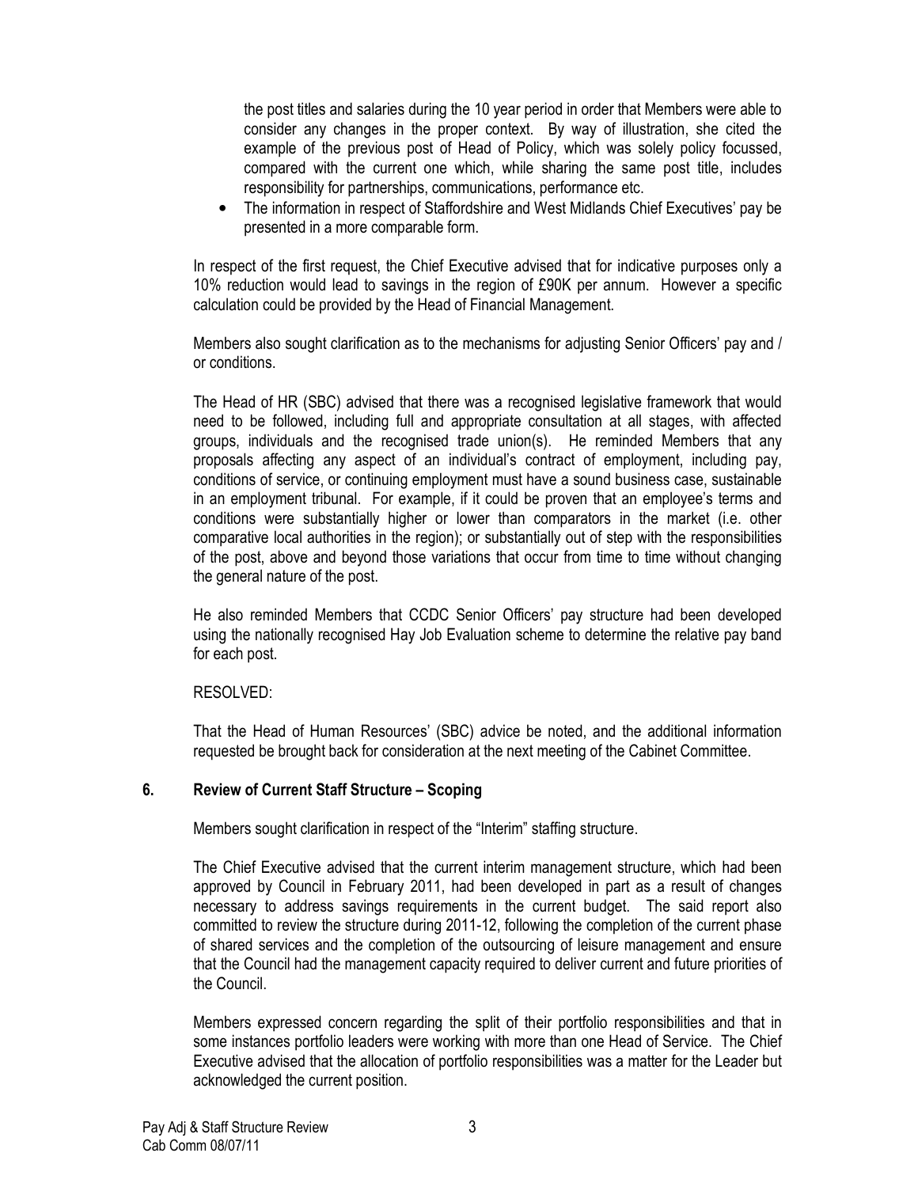the post titles and salaries during the 10 year period in order that Members were able to consider any changes in the proper context. By way of illustration, she cited the example of the previous post of Head of Policy, which was solely policy focussed, compared with the current one which, while sharing the same post title, includes responsibility for partnerships, communications, performance etc.

- The information in respect of Staffordshire and West Midlands Chief Executives' pay be presented in a more comparable form.

In respect of the first request, the Chief Executive advised that for indicative purposes only a 10% reduction would lead to savings in the region of £90K per annum. However a specific calculation could be provided by the Head of Financial Management.

Members also sought clarification as to the mechanisms for adjusting Senior Officers' pay and / or conditions.

The Head of HR (SBC) advised that there was a recognised legislative framework that would need to be followed, including full and appropriate consultation at all stages, with affected groups, individuals and the recognised trade union(s). He reminded Members that any proposals affecting any aspect of an individual's contract of employment, including pay, conditions of service, or continuing employment must have a sound business case, sustainable in an employment tribunal. For example, if it could be proven that an employee's terms and conditions were substantially higher or lower than comparators in the market (i.e. other comparative local authorities in the region); or substantially out of step with the responsibilities of the post, above and beyond those variations that occur from time to time without changing the general nature of the post.

He also reminded Members that CCDC Senior Officers' pay structure had been developed using the nationally recognised Hay Job Evaluation scheme to determine the relative pay band for each post.

RESOLVED:

That the Head of Human Resources' (SBC) advice be noted, and the additional information requested be brought back for consideration at the next meeting of the Cabinet Committee.

## 6. Review of Current Staff Structure – Scoping

Members sought clarification in respect of the "Interim" staffing structure.

The Chief Executive advised that the current interim management structure, which had been approved by Council in February 2011, had been developed in part as a result of changes necessary to address savings requirements in the current budget. The said report also committed to review the structure during 2011-12, following the completion of the current phase of shared services and the completion of the outsourcing of leisure management and ensure that the Council had the management capacity required to deliver current and future priorities of the Council.

Members expressed concern regarding the split of their portfolio responsibilities and that in some instances portfolio leaders were working with more than one Head of Service. The Chief Executive advised that the allocation of portfolio responsibilities was a matter for the Leader but acknowledged the current position.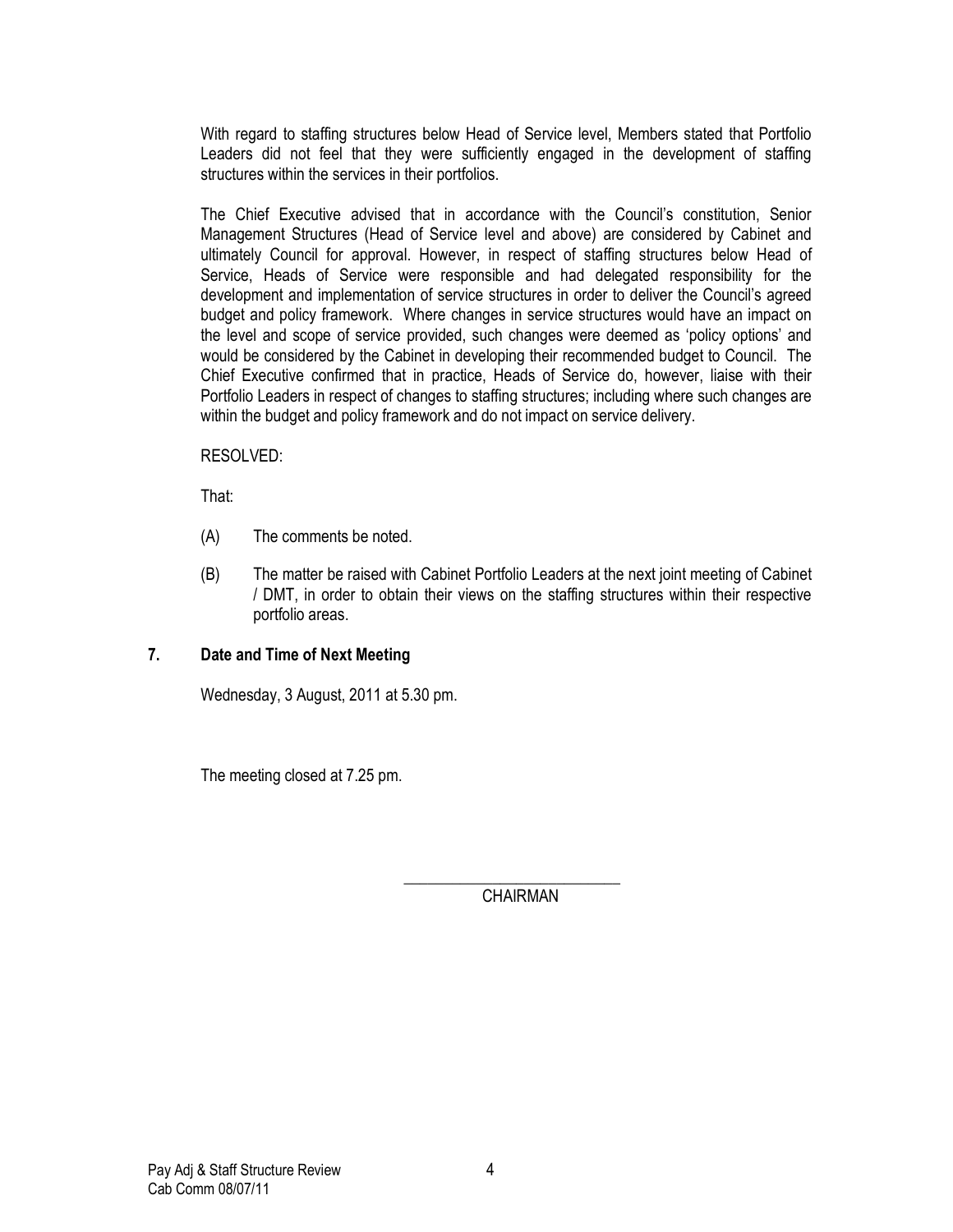With regard to staffing structures below Head of Service level, Members stated that Portfolio Leaders did not feel that they were sufficiently engaged in the development of staffing structures within the services in their portfolios.

The Chief Executive advised that in accordance with the Council's constitution, Senior Management Structures (Head of Service level and above) are considered by Cabinet and ultimately Council for approval. However, in respect of staffing structures below Head of Service, Heads of Service were responsible and had delegated responsibility for the development and implementation of service structures in order to deliver the Council's agreed budget and policy framework. Where changes in service structures would have an impact on the level and scope of service provided, such changes were deemed as 'policy options' and would be considered by the Cabinet in developing their recommended budget to Council. The Chief Executive confirmed that in practice, Heads of Service do, however, liaise with their Portfolio Leaders in respect of changes to staffing structures; including where such changes are within the budget and policy framework and do not impact on service delivery.

RESOLVED:

That:

(A) The comments be noted.

(B) The matter be raised with Cabinet Portfolio Leaders at the next joint meeting of Cabinet / DMT, in order to obtain their views on the staffing structures within their respective portfolio areas.

## 7. Date and Time of Next Meeting

Wednesday, 3 August, 2011 at 5.30 pm.

The meeting closed at 7.25 pm.

\_\_\_\_\_\_\_\_\_\_\_\_\_\_\_\_\_\_\_\_\_\_\_\_\_\_\_\_

CHAIRMAN